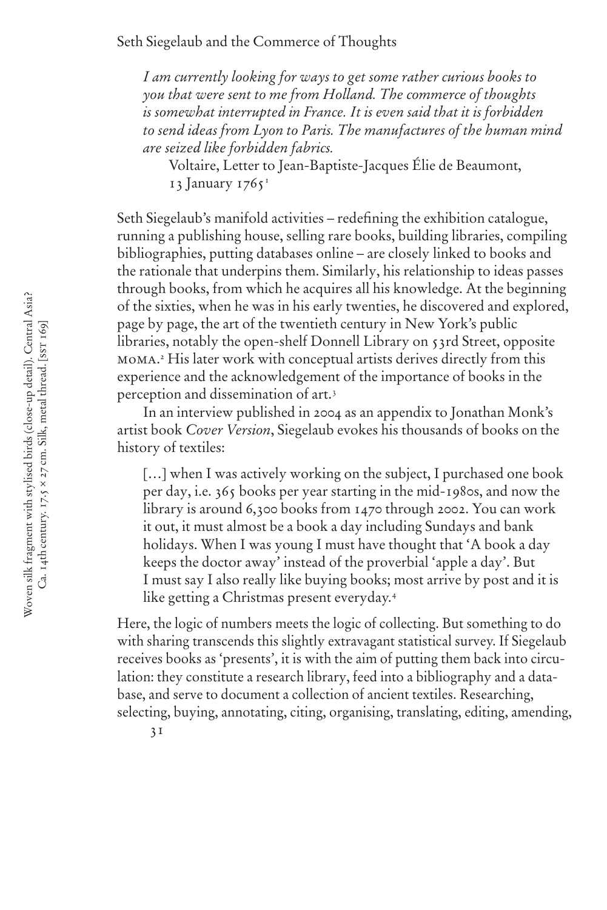# Seth Siegelaub and the Commerce of Thoughts

> *I am currently looking for ways to get some rather curious books to you that were sent to me from Holland. The commerce of thoughts is somewhat interrupted in France. It is even said that it is forbidden to send ideas from Lyon to Paris. The manufactures of the human mind are seized like forbidden fabrics.*
>
> Voltaire, Letter to Jean-Baptiste-Jacques Élie de Beaumont, 13 January 1765[1]

Seth Siegelaub's manifold activities – redefining the exhibition catalogue, running a publishing house, selling rare books, building libraries, compiling bibliographies, putting databases online – are closely linked to books and the rationale that underpins them. Similarly, his relationship to ideas passes through books, from which he acquires all his knowledge. At the beginning of the sixties, when he was in his early twenties, he discovered and explored, page by page, the art of the twentieth century in New York's public libraries, notably the open-shelf Donnell Library on 53rd Street, opposite MOMA.[2] His later work with conceptual artists derives directly from this experience and the acknowledgement of the importance of books in the perception and dissemination of art.[3]

In an interview published in 2004 as an appendix to Jonathan Monk's artist book *Cover Version*, Siegelaub evokes his thousands of books on the history of textiles:

> [...] when I was actively working on the subject, I purchased one book per day, i.e. 365 books per year starting in the mid-1980s, and now the library is around 6,300 books from 1470 through 2002. You can work it out, it must almost be a book a day including Sundays and bank holidays. When I was young I must have thought that 'A book a day keeps the doctor away' instead of the proverbial 'apple a day'. But I must say I also really like buying books; most arrive by post and it is like getting a Christmas present everyday.[4]

Here, the logic of numbers meets the logic of collecting. But something to do with sharing transcends this slightly extravagant statistical survey. If Siegelaub receives books as 'presents', it is with the aim of putting them back into circulation: they constitute a research library, feed into a bibliography and a database, and serve to document a collection of ancient textiles. Researching, selecting, buying, annotating, citing, organising, translating, editing, amending,

Woven silk fragment with stylised birds (close-up detail). Central Asia? Ca. 14th century. 17,5 × 27 cm. Silk, metal thread. [SST 169]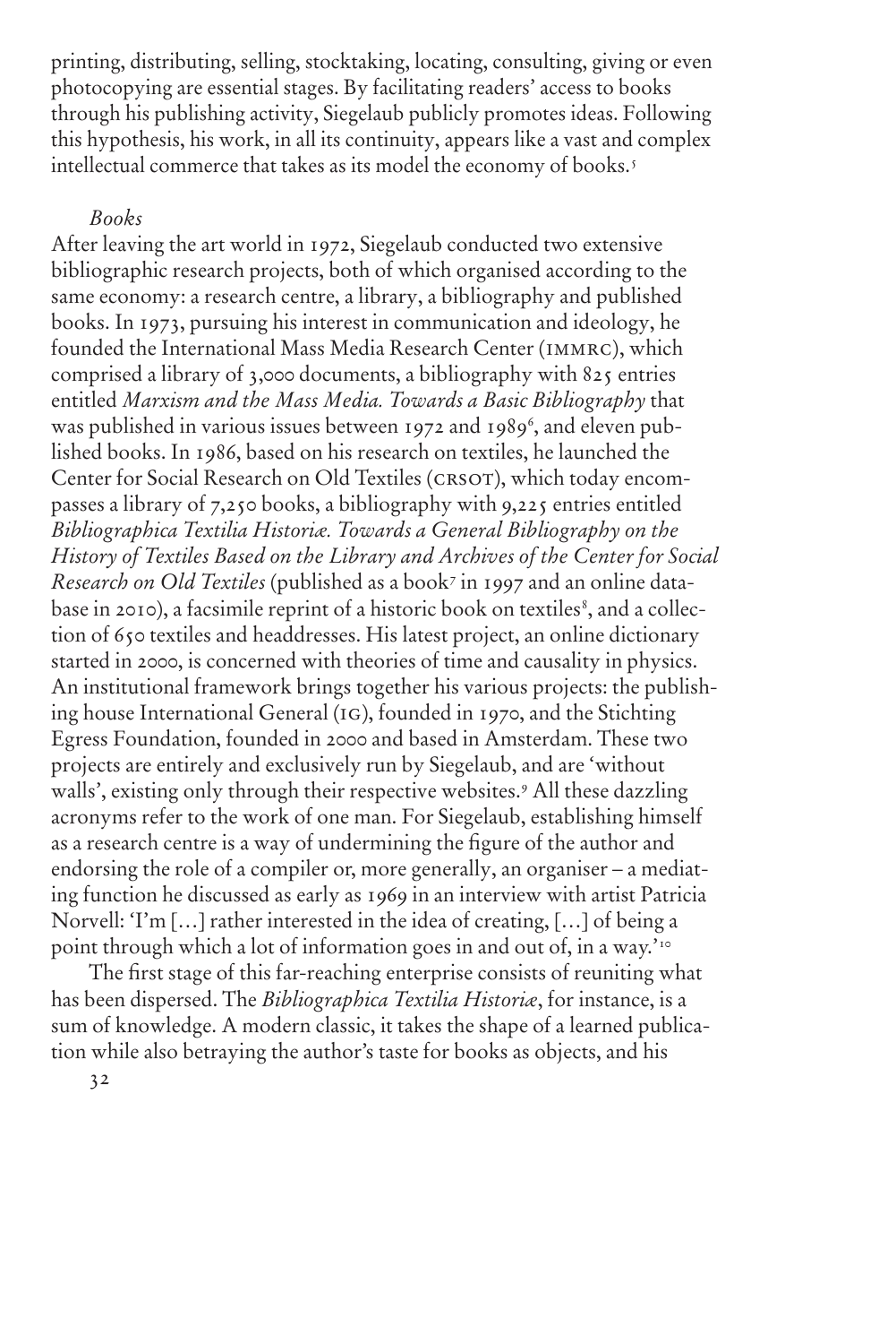printing, distributing, selling, stocktaking, locating, consulting, giving or even photocopying are essential stages. By facilitating readers' access to books through his publishing activity, Siegelaub publicly promotes ideas. Following this hypothesis, his work, in all its continuity, appears like a vast and complex intellectual commerce that takes as its model the economy of books.[5]

### *Books*

After leaving the art world in 1972, Siegelaub conducted two extensive bibliographic research projects, both of which organised according to the same economy: a research centre, a library, a bibliography and published books. In 1973, pursuing his interest in communication and ideology, he founded the International Mass Media Research Center (IMMRC), which comprised a library of 3,000 documents, a bibliography with 825 entries entitled *Marxism and the Mass Media. Towards a Basic Bibliography* that was published in various issues between 1972 and 1989[6], and eleven published books. In 1986, based on his research on textiles, he launched the Center for Social Research on Old Textiles (CRSOT), which today encompasses a library of 7,250 books, a bibliography with 9,225 entries entitled *Bibliographica Textilia Historiæ. Towards a General Bibliography on the History of Textiles Based on the Library and Archives of the Center for Social Research on Old Textiles* (published as a book[7] in 1997 and an online database in 2010), a facsimile reprint of a historic book on textiles[8], and a collection of 650 textiles and headdresses. His latest project, an online dictionary started in 2000, is concerned with theories of time and causality in physics. An institutional framework brings together his various projects: the publishing house International General (IG), founded in 1970, and the Stichting Egress Foundation, founded in 2000 and based in Amsterdam. These two projects are entirely and exclusively run by Siegelaub, and are 'without walls', existing only through their respective websites.[9] All these dazzling acronyms refer to the work of one man. For Siegelaub, establishing himself as a research centre is a way of undermining the figure of the author and endorsing the role of a compiler or, more generally, an organiser – a mediating function he discussed as early as 1969 in an interview with artist Patricia Norvell: 'I'm […] rather interested in the idea of creating, […] of being a point through which a lot of information goes in and out of, in a way.'[10]

The first stage of this far-reaching enterprise consists of reuniting what has been dispersed. The *Bibliographica Textilia Historiæ*, for instance, is a sum of knowledge. A modern classic, it takes the shape of a learned publication while also betraying the author's taste for books as objects, and his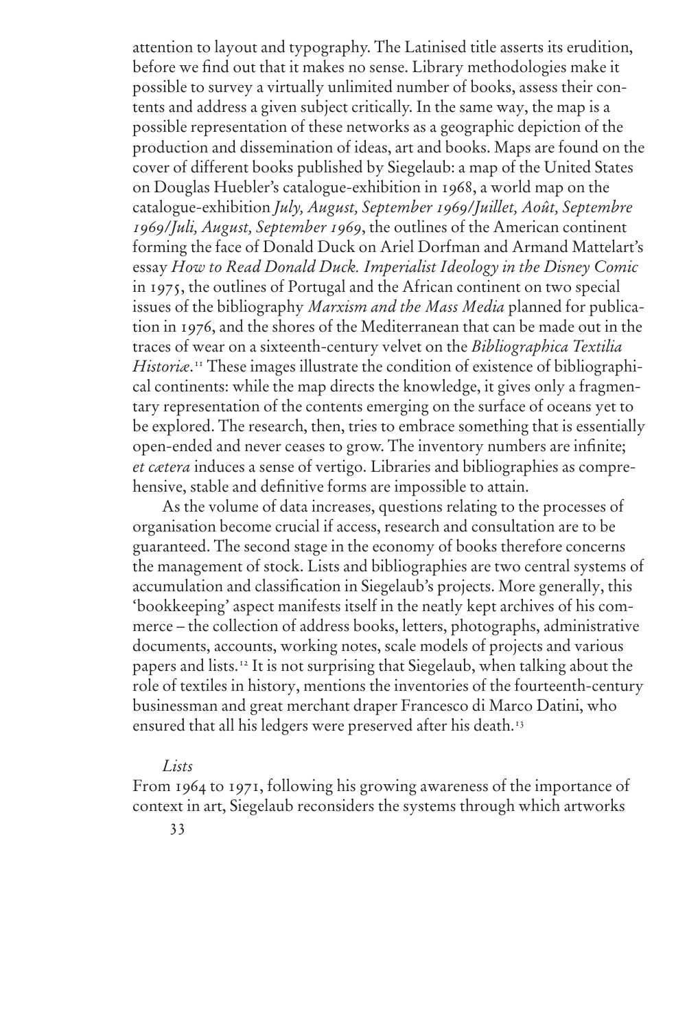attention to layout and typography. The Latinised title asserts its erudition, before we find out that it makes no sense. Library methodologies make it possible to survey a virtually unlimited number of books, assess their contents and address a given subject critically. In the same way, the map is a possible representation of these networks as a geographic depiction of the production and dissemination of ideas, art and books. Maps are found on the cover of different books published by Siegelaub: a map of the United States on Douglas Huebler's catalogue-exhibition in 1968, a world map on the catalogue-exhibition *July, August, September 1969/Juillet, Août, Septembre 1969/Juli, August, September 1969*, the outlines of the American continent forming the face of Donald Duck on Ariel Dorfman and Armand Mattelart's essay *How to Read Donald Duck. Imperialist Ideology in the Disney Comic* in 1975, the outlines of Portugal and the African continent on two special issues of the bibliography *Marxism and the Mass Media* planned for publication in 1976, and the shores of the Mediterranean that can be made out in the traces of wear on a sixteenth-century velvet on the *Bibliographica Textilia Historiæ*.[11] These images illustrate the condition of existence of bibliographical continents: while the map directs the knowledge, it gives only a fragmentary representation of the contents emerging on the surface of oceans yet to be explored. The research, then, tries to embrace something that is essentially open-ended and never ceases to grow. The inventory numbers are infinite; *et cætera* induces a sense of vertigo. Libraries and bibliographies as comprehensive, stable and definitive forms are impossible to attain.

As the volume of data increases, questions relating to the processes of organisation become crucial if access, research and consultation are to be guaranteed. The second stage in the economy of books therefore concerns the management of stock. Lists and bibliographies are two central systems of accumulation and classification in Siegelaub's projects. More generally, this 'bookkeeping' aspect manifests itself in the neatly kept archives of his commerce – the collection of address books, letters, photographs, administrative documents, accounts, working notes, scale models of projects and various papers and lists.[12] It is not surprising that Siegelaub, when talking about the role of textiles in history, mentions the inventories of the fourteenth-century businessman and great merchant draper Francesco di Marco Datini, who ensured that all his ledgers were preserved after his death.[13]

### *Lists*

From 1964 to 1971, following his growing awareness of the importance of context in art, Siegelaub reconsiders the systems through which artworks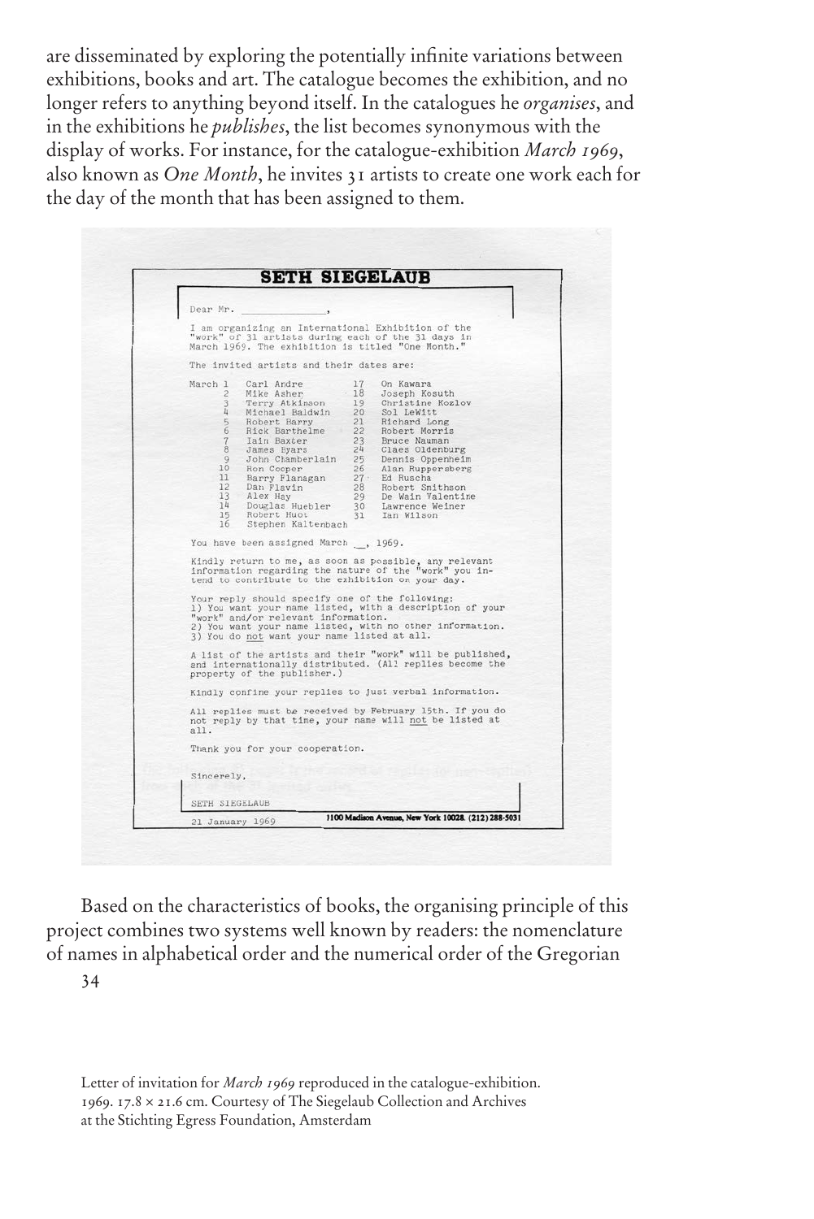are disseminated by exploring the potentially infinite variations between exhibitions, books and art. The catalogue becomes the exhibition, and no longer refers to anything beyond itself. In the catalogues he *organises*, and in the exhibitions he *publishes*, the list becomes synonymous with the display of works. For instance, for the catalogue-exhibition *March 1969*, also known as *One Month*, he invites 31 artists to create one work each for the day of the month that has been assigned to them.

**SETH SIEGELAUB**

Dear Mr. \_\_\_\_\_\_\_\_\_\_\_\_\_\_,

I am organizing an International Exhibition of the "work" of 31 artists during each of the 31 days in March 1969. The exhibition is titled "One Month."

The invited artists and their dates are:

| | | | |
|---|---|---|---|
| March 1 | Carl Andre | 17 | On Kawara |
| 2 | Mike Asher | 18 | Joseph Kosuth |
| 3 | Terry Atkinson | 19 | Christine Kozlov |
| 4 | Michael Baldwin | 20 | Sol LeWitt |
| 5 | Robert Barry | 21 | Richard Long |
| 6 | Rick Barthelme | 22 | Robert Morris |
| 7 | Iain Baxter | 23 | Bruce Nauman |
| 8 | James Byars | 24 | Claes Oldenburg |
| 9 | John Chamberlain | 25 | Dennis Oppenheim |
| 10 | Ron Cooper | 26 | Alan Ruppersberg |
| 11 | Barry Flanagan | 27 | Ed Ruscha |
| 12 | Dan Flavin | 28 | Robert Smithson |
| 13 | Alex Hay | 29 | De Wain Valentine |
| 14 | Douglas Huebler | 30 | Lawrence Weiner |
| 15 | Robert Huot | 31 | Ian Wilson |
| 16 | Stephen Kaltenbach | | |

You have been assigned March \_\_, 1969.

Kindly return to me, as soon as possible, any relevant information regarding the nature of the "work" you intend to contribute to the exhibition on your day.

Your reply should specify one of the following:
1) You want your name listed, with a description of your "work" and/or relevant information.
2) You want your name listed, with no other information.
3) You do not want your name listed at all.

A list of the artists and their "work" will be published, and internationally distributed. (All replies become the property of the publisher.)

Kindly confine your replies to just verbal information.

All replies must be received by February 15th. If you do not reply by that time, your name will not be listed at all.

Thank you for your cooperation.

Sincerely,

SETH SIEGELAUB

21 January 1969 — 1100 Madison Avenue, New York 10028. (212) 288-5031

Based on the characteristics of books, the organising principle of this project combines two systems well known by readers: the nomenclature of names in alphabetical order and the numerical order of the Gregorian

Letter of invitation for *March 1969* reproduced in the catalogue-exhibition. 1969. 17.8 × 21.6 cm. Courtesy of The Siegelaub Collection and Archives at the Stichting Egress Foundation, Amsterdam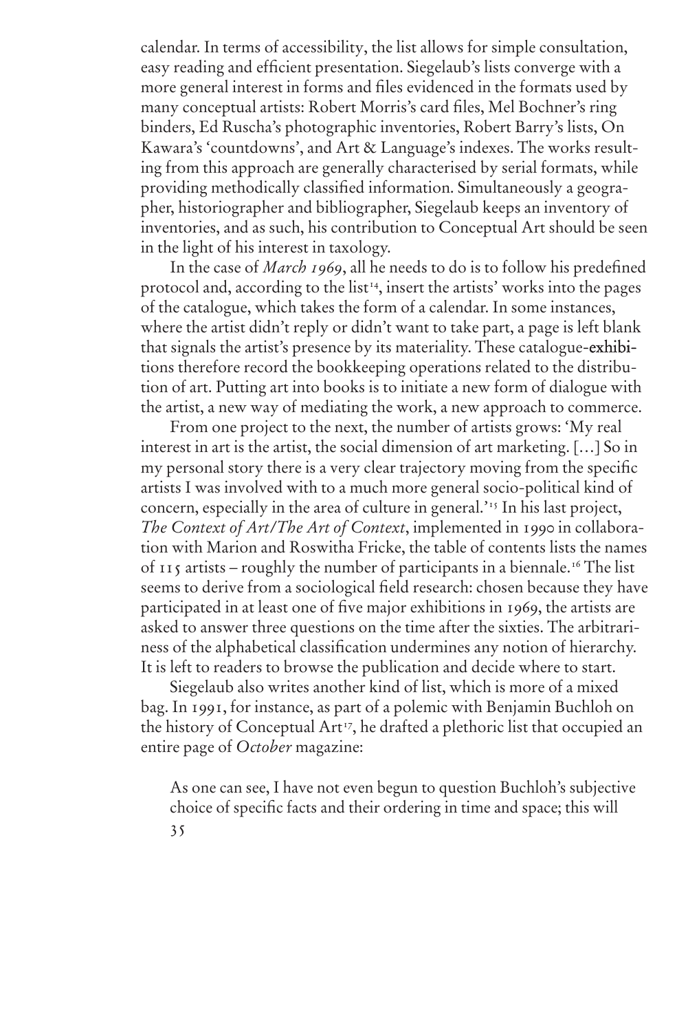calendar. In terms of accessibility, the list allows for simple consultation, easy reading and efficient presentation. Siegelaub's lists converge with a more general interest in forms and files evidenced in the formats used by many conceptual artists: Robert Morris's card files, Mel Bochner's ring binders, Ed Ruscha's photographic inventories, Robert Barry's lists, On Kawara's 'countdowns', and Art & Language's indexes. The works resulting from this approach are generally characterised by serial formats, while providing methodically classified information. Simultaneously a geographer, historiographer and bibliographer, Siegelaub keeps an inventory of inventories, and as such, his contribution to Conceptual Art should be seen in the light of his interest in taxology.

In the case of *March 1969*, all he needs to do is to follow his predefined protocol and, according to the list[14], insert the artists' works into the pages of the catalogue, which takes the form of a calendar. In some instances, where the artist didn't reply or didn't want to take part, a page is left blank that signals the artist's presence by its materiality. These catalogue-exhibitions therefore record the bookkeeping operations related to the distribution of art. Putting art into books is to initiate a new form of dialogue with the artist, a new way of mediating the work, a new approach to commerce.

From one project to the next, the number of artists grows: 'My real interest in art is the artist, the social dimension of art marketing. […] So in my personal story there is a very clear trajectory moving from the specific artists I was involved with to a much more general socio-political kind of concern, especially in the area of culture in general.'[15] In his last project, *The Context of Art/The Art of Context*, implemented in 1990 in collaboration with Marion and Roswitha Fricke, the table of contents lists the names of 115 artists – roughly the number of participants in a biennale.[16] The list seems to derive from a sociological field research: chosen because they have participated in at least one of five major exhibitions in 1969, the artists are asked to answer three questions on the time after the sixties. The arbitrariness of the alphabetical classification undermines any notion of hierarchy. It is left to readers to browse the publication and decide where to start.

Siegelaub also writes another kind of list, which is more of a mixed bag. In 1991, for instance, as part of a polemic with Benjamin Buchloh on the history of Conceptual Art[17], he drafted a plethoric list that occupied an entire page of *October* magazine:

> As one can see, I have not even begun to question Buchloh's subjective choice of specific facts and their ordering in time and space; this will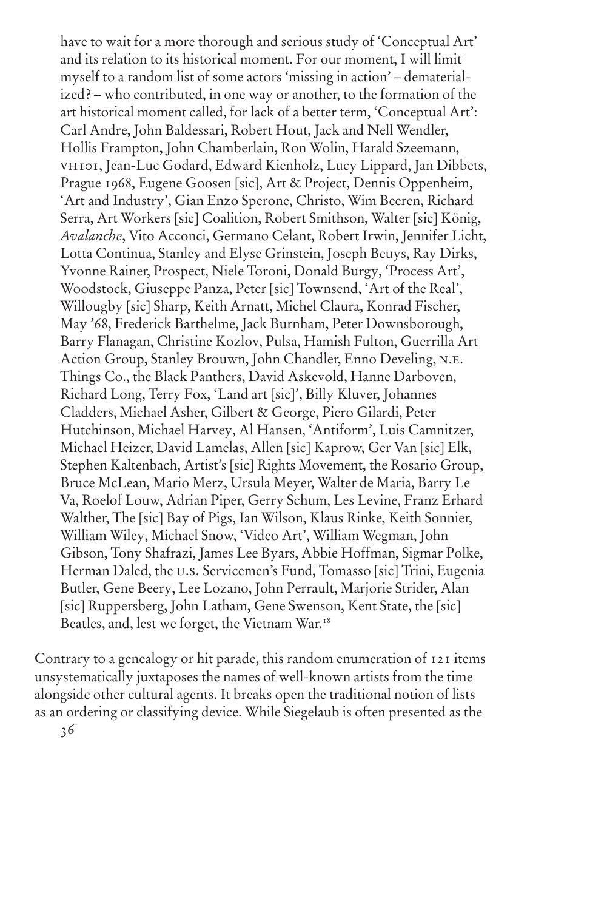> have to wait for a more thorough and serious study of 'Conceptual Art' and its relation to its historical moment. For our moment, I will limit myself to a random list of some actors 'missing in action' – dematerialized? – who contributed, in one way or another, to the formation of the art historical moment called, for lack of a better term, 'Conceptual Art': Carl Andre, John Baldessari, Robert Hout, Jack and Nell Wendler, Hollis Frampton, John Chamberlain, Ron Wolin, Harald Szeemann, VH101, Jean-Luc Godard, Edward Kienholz, Lucy Lippard, Jan Dibbets, Prague 1968, Eugene Goosen [sic], Art & Project, Dennis Oppenheim, 'Art and Industry', Gian Enzo Sperone, Christo, Wim Beeren, Richard Serra, Art Workers [sic] Coalition, Robert Smithson, Walter [sic] König, *Avalanche*, Vito Acconci, Germano Celant, Robert Irwin, Jennifer Licht, Lotta Continua, Stanley and Elyse Grinstein, Joseph Beuys, Ray Dirks, Yvonne Rainer, Prospect, Niele Toroni, Donald Burgy, 'Process Art', Woodstock, Giuseppe Panza, Peter [sic] Townsend, 'Art of the Real', Willougby [sic] Sharp, Keith Arnatt, Michel Claura, Konrad Fischer, May '68, Frederick Barthelme, Jack Burnham, Peter Downsborough, Barry Flanagan, Christine Kozlov, Pulsa, Hamish Fulton, Guerrilla Art Action Group, Stanley Brouwn, John Chandler, Enno Develing, N.E. Things Co., the Black Panthers, David Askevold, Hanne Darboven, Richard Long, Terry Fox, 'Land art [sic]', Billy Kluver, Johannes Cladders, Michael Asher, Gilbert & George, Piero Gilardi, Peter Hutchinson, Michael Harvey, Al Hansen, 'Antiform', Luis Camnitzer, Michael Heizer, David Lamelas, Allen [sic] Kaprow, Ger Van [sic] Elk, Stephen Kaltenbach, Artist's [sic] Rights Movement, the Rosario Group, Bruce McLean, Mario Merz, Ursula Meyer, Walter de Maria, Barry Le Va, Roelof Louw, Adrian Piper, Gerry Schum, Les Levine, Franz Erhard Walther, The [sic] Bay of Pigs, Ian Wilson, Klaus Rinke, Keith Sonnier, William Wiley, Michael Snow, 'Video Art', William Wegman, John Gibson, Tony Shafrazi, James Lee Byars, Abbie Hoffman, Sigmar Polke, Herman Daled, the U.S. Servicemen's Fund, Tomasso [sic] Trini, Eugenia Butler, Gene Beery, Lee Lozano, John Perrault, Marjorie Strider, Alan [sic] Ruppersberg, John Latham, Gene Swenson, Kent State, the [sic] Beatles, and, lest we forget, the Vietnam War.[18]

Contrary to a genealogy or hit parade, this random enumeration of 121 items unsystematically juxtaposes the names of well-known artists from the time alongside other cultural agents. It breaks open the traditional notion of lists as an ordering or classifying device. While Siegelaub is often presented as the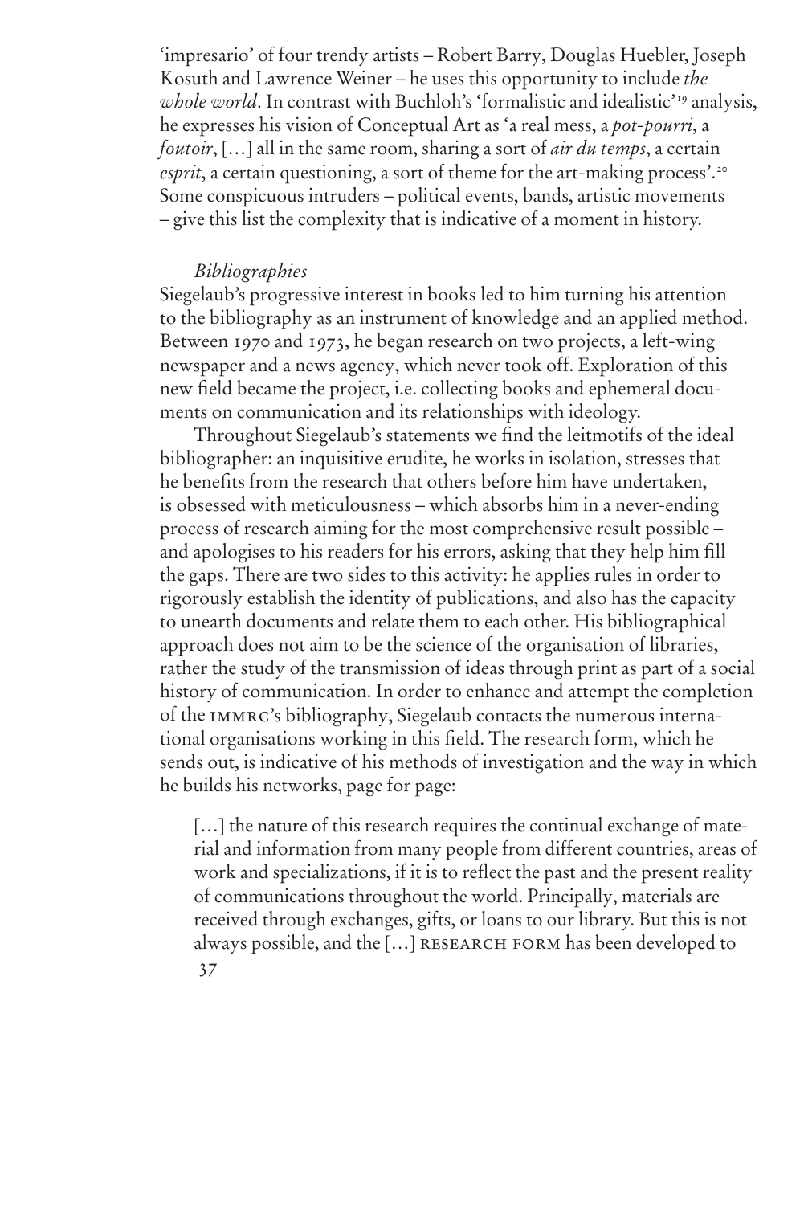'impresario' of four trendy artists – Robert Barry, Douglas Huebler, Joseph Kosuth and Lawrence Weiner – he uses this opportunity to include *the whole world*. In contrast with Buchloh's 'formalistic and idealistic'[19] analysis, he expresses his vision of Conceptual Art as 'a real mess, a *pot-pourri*, a *foutoir*, […] all in the same room, sharing a sort of *air du temps*, a certain *esprit*, a certain questioning, a sort of theme for the art-making process'.[20] Some conspicuous intruders – political events, bands, artistic movements – give this list the complexity that is indicative of a moment in history.

### *Bibliographies*

Siegelaub's progressive interest in books led to him turning his attention to the bibliography as an instrument of knowledge and an applied method. Between 1970 and 1973, he began research on two projects, a left-wing newspaper and a news agency, which never took off. Exploration of this new field became the project, i.e. collecting books and ephemeral documents on communication and its relationships with ideology.

Throughout Siegelaub's statements we find the leitmotifs of the ideal bibliographer: an inquisitive erudite, he works in isolation, stresses that he benefits from the research that others before him have undertaken, is obsessed with meticulousness – which absorbs him in a never-ending process of research aiming for the most comprehensive result possible – and apologises to his readers for his errors, asking that they help him fill the gaps. There are two sides to this activity: he applies rules in order to rigorously establish the identity of publications, and also has the capacity to unearth documents and relate them to each other. His bibliographical approach does not aim to be the science of the organisation of libraries, rather the study of the transmission of ideas through print as part of a social history of communication. In order to enhance and attempt the completion of the IMMRC's bibliography, Siegelaub contacts the numerous international organisations working in this field. The research form, which he sends out, is indicative of his methods of investigation and the way in which he builds his networks, page for page:

> […] the nature of this research requires the continual exchange of material and information from many people from different countries, areas of work and specializations, if it is to reflect the past and the present reality of communications throughout the world. Principally, materials are received through exchanges, gifts, or loans to our library. But this is not always possible, and the […] RESEARCH FORM has been developed to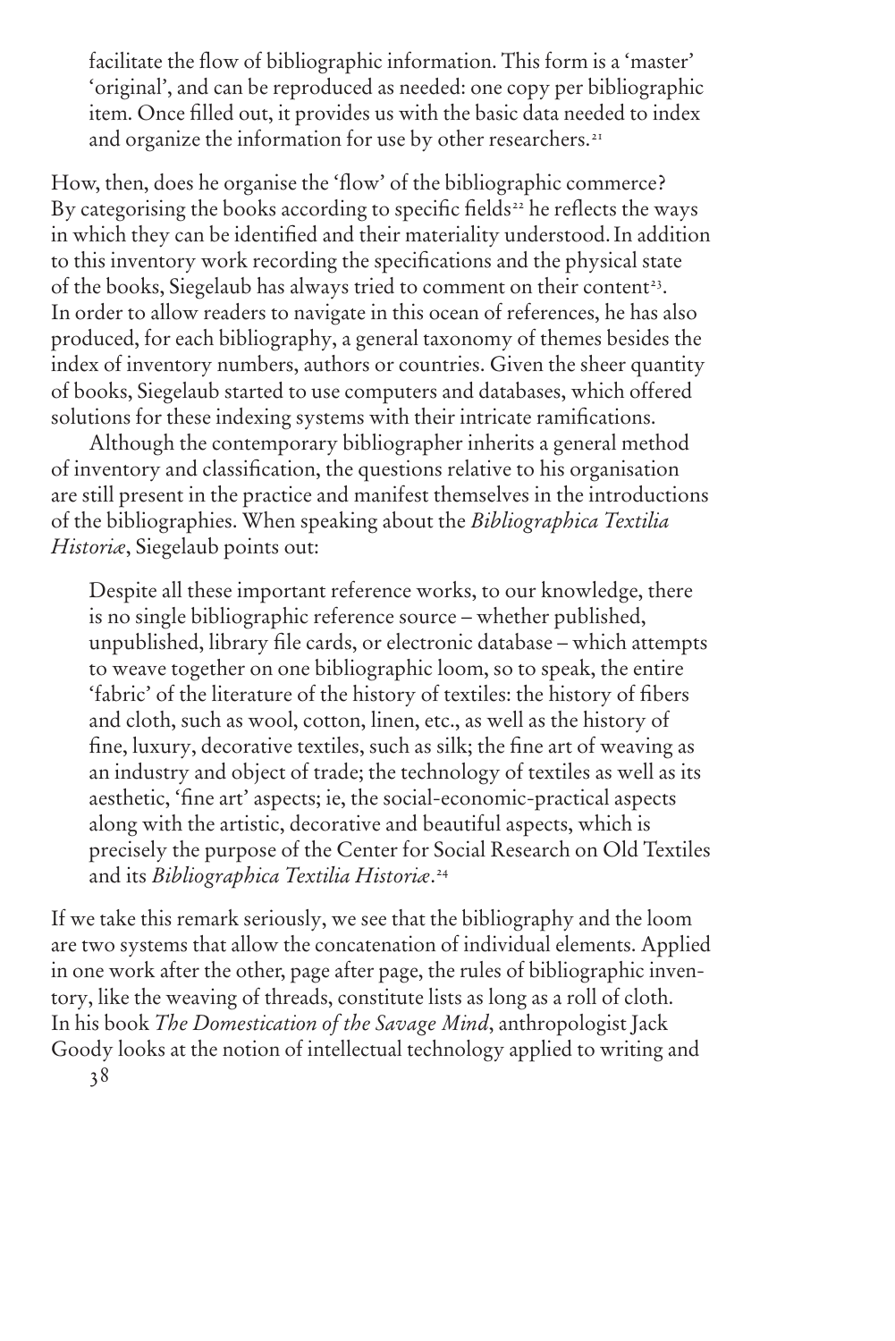> facilitate the flow of bibliographic information. This form is a 'master' 'original', and can be reproduced as needed: one copy per bibliographic item. Once filled out, it provides us with the basic data needed to index and organize the information for use by other researchers.[21]

How, then, does he organise the 'flow' of the bibliographic commerce? By categorising the books according to specific fields[22] he reflects the ways in which they can be identified and their materiality understood. In addition to this inventory work recording the specifications and the physical state of the books, Siegelaub has always tried to comment on their content[23]. In order to allow readers to navigate in this ocean of references, he has also produced, for each bibliography, a general taxonomy of themes besides the index of inventory numbers, authors or countries. Given the sheer quantity of books, Siegelaub started to use computers and databases, which offered solutions for these indexing systems with their intricate ramifications.

Although the contemporary bibliographer inherits a general method of inventory and classification, the questions relative to his organisation are still present in the practice and manifest themselves in the introductions of the bibliographies. When speaking about the *Bibliographica Textilia Historiæ*, Siegelaub points out:

> Despite all these important reference works, to our knowledge, there is no single bibliographic reference source – whether published, unpublished, library file cards, or electronic database – which attempts to weave together on one bibliographic loom, so to speak, the entire 'fabric' of the literature of the history of textiles: the history of fibers and cloth, such as wool, cotton, linen, etc., as well as the history of fine, luxury, decorative textiles, such as silk; the fine art of weaving as an industry and object of trade; the technology of textiles as well as its aesthetic, 'fine art' aspects; ie, the social-economic-practical aspects along with the artistic, decorative and beautiful aspects, which is precisely the purpose of the Center for Social Research on Old Textiles and its *Bibliographica Textilia Historiæ*.[24]

If we take this remark seriously, we see that the bibliography and the loom are two systems that allow the concatenation of individual elements. Applied in one work after the other, page after page, the rules of bibliographic inventory, like the weaving of threads, constitute lists as long as a roll of cloth. In his book *The Domestication of the Savage Mind*, anthropologist Jack Goody looks at the notion of intellectual technology applied to writing and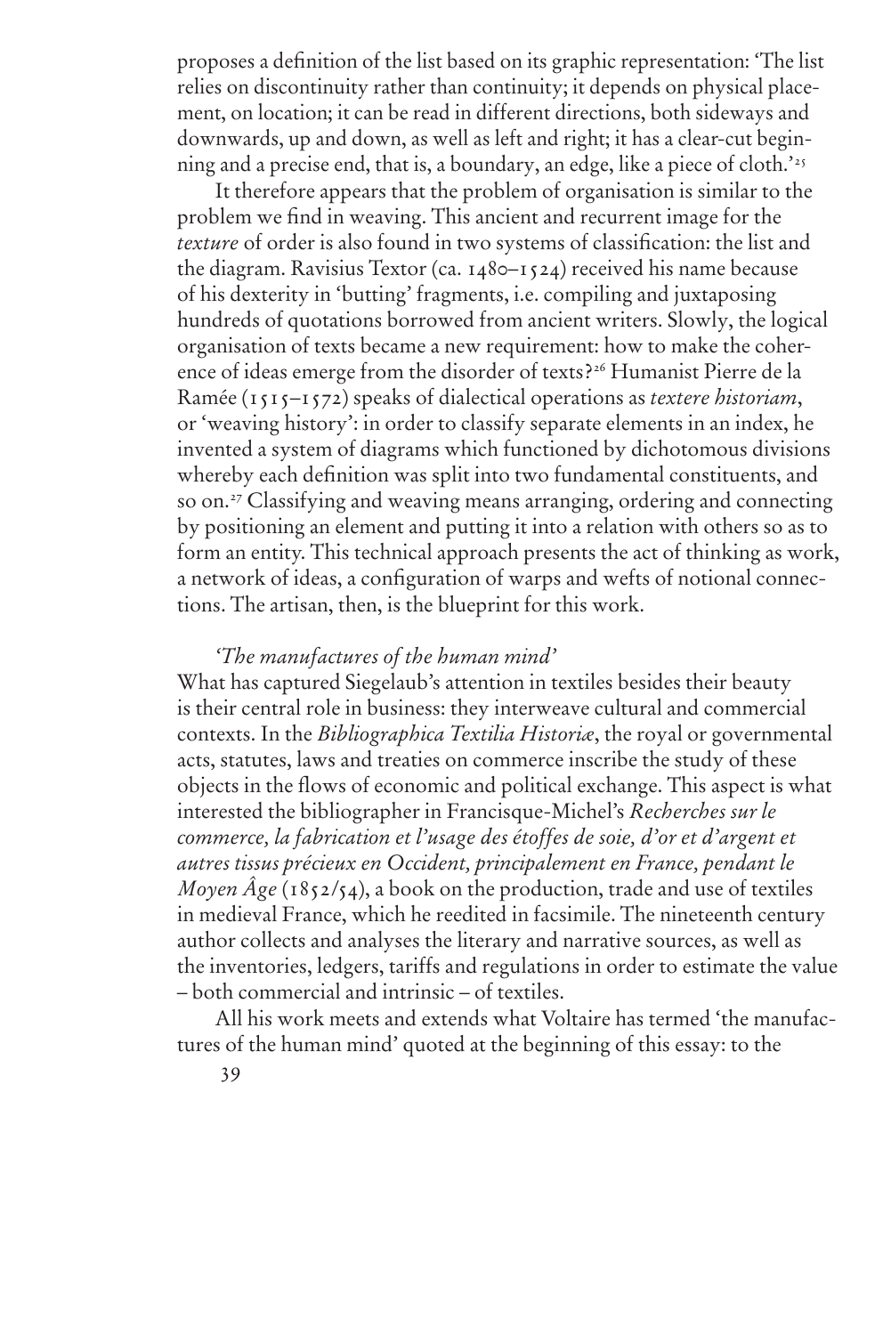proposes a definition of the list based on its graphic representation: 'The list relies on discontinuity rather than continuity; it depends on physical placement, on location; it can be read in different directions, both sideways and downwards, up and down, as well as left and right; it has a clear-cut beginning and a precise end, that is, a boundary, an edge, like a piece of cloth.'[25]

It therefore appears that the problem of organisation is similar to the problem we find in weaving. This ancient and recurrent image for the *texture* of order is also found in two systems of classification: the list and the diagram. Ravisius Textor (ca. 1480–1524) received his name because of his dexterity in 'butting' fragments, i.e. compiling and juxtaposing hundreds of quotations borrowed from ancient writers. Slowly, the logical organisation of texts became a new requirement: how to make the coherence of ideas emerge from the disorder of texts?[26] Humanist Pierre de la Ramée (1515–1572) speaks of dialectical operations as *textere historiam*, or 'weaving history': in order to classify separate elements in an index, he invented a system of diagrams which functioned by dichotomous divisions whereby each definition was split into two fundamental constituents, and so on.[27] Classifying and weaving means arranging, ordering and connecting by positioning an element and putting it into a relation with others so as to form an entity. This technical approach presents the act of thinking as work, a network of ideas, a configuration of warps and wefts of notional connections. The artisan, then, is the blueprint for this work.

### *'The manufactures of the human mind'*

What has captured Siegelaub's attention in textiles besides their beauty is their central role in business: they interweave cultural and commercial contexts. In the *Bibliographica Textilia Historiæ*, the royal or governmental acts, statutes, laws and treaties on commerce inscribe the study of these objects in the flows of economic and political exchange. This aspect is what interested the bibliographer in Francisque-Michel's *Recherches sur le commerce, la fabrication et l'usage des étoffes de soie, d'or et d'argent et autres tissus précieux en Occident, principalement en France, pendant le Moyen Âge* (1852/54), a book on the production, trade and use of textiles in medieval France, which he reedited in facsimile. The nineteenth century author collects and analyses the literary and narrative sources, as well as the inventories, ledgers, tariffs and regulations in order to estimate the value – both commercial and intrinsic – of textiles.

All his work meets and extends what Voltaire has termed 'the manufactures of the human mind' quoted at the beginning of this essay: to the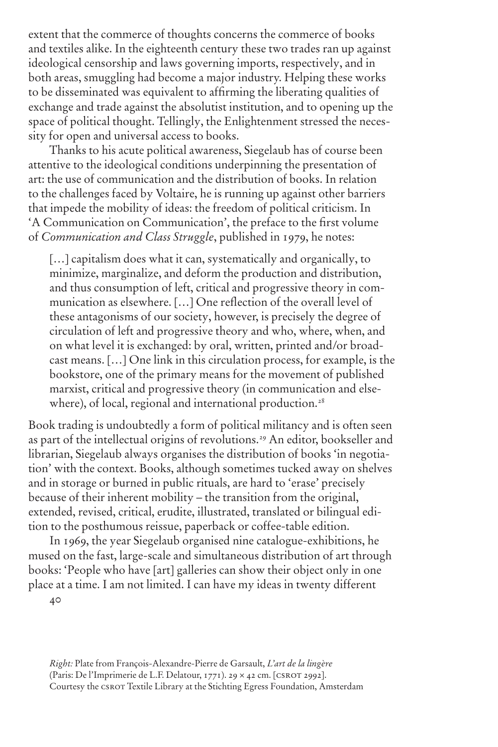extent that the commerce of thoughts concerns the commerce of books and textiles alike. In the eighteenth century these two trades ran up against ideological censorship and laws governing imports, respectively, and in both areas, smuggling had become a major industry. Helping these works to be disseminated was equivalent to affirming the liberating qualities of exchange and trade against the absolutist institution, and to opening up the space of political thought. Tellingly, the Enlightenment stressed the necessity for open and universal access to books.

Thanks to his acute political awareness, Siegelaub has of course been attentive to the ideological conditions underpinning the presentation of art: the use of communication and the distribution of books. In relation to the challenges faced by Voltaire, he is running up against other barriers that impede the mobility of ideas: the freedom of political criticism. In 'A Communication on Communication', the preface to the first volume of *Communication and Class Struggle*, published in 1979, he notes:

> […] capitalism does what it can, systematically and organically, to minimize, marginalize, and deform the production and distribution, and thus consumption of left, critical and progressive theory in communication as elsewhere. […] One reflection of the overall level of these antagonisms of our society, however, is precisely the degree of circulation of left and progressive theory and who, where, when, and on what level it is exchanged: by oral, written, printed and/or broadcast means. […] One link in this circulation process, for example, is the bookstore, one of the primary means for the movement of published marxist, critical and progressive theory (in communication and elsewhere), of local, regional and international production.[28]

Book trading is undoubtedly a form of political militancy and is often seen as part of the intellectual origins of revolutions.[29] An editor, bookseller and librarian, Siegelaub always organises the distribution of books 'in negotiation' with the context. Books, although sometimes tucked away on shelves and in storage or burned in public rituals, are hard to 'erase' precisely because of their inherent mobility – the transition from the original, extended, revised, critical, erudite, illustrated, translated or bilingual edition to the posthumous reissue, paperback or coffee-table edition.

In 1969, the year Siegelaub organised nine catalogue-exhibitions, he mused on the fast, large-scale and simultaneous distribution of art through books: 'People who have [art] galleries can show their object only in one place at a time. I am not limited. I can have my ideas in twenty different

*Right:* Plate from François-Alexandre-Pierre de Garsault, *L'art de la lingère* (Paris: De l'Imprimerie de L.F. Delatour, 1771). 29 × 42 cm. [CSROT 2992]. Courtesy the CSROT Textile Library at the Stichting Egress Foundation, Amsterdam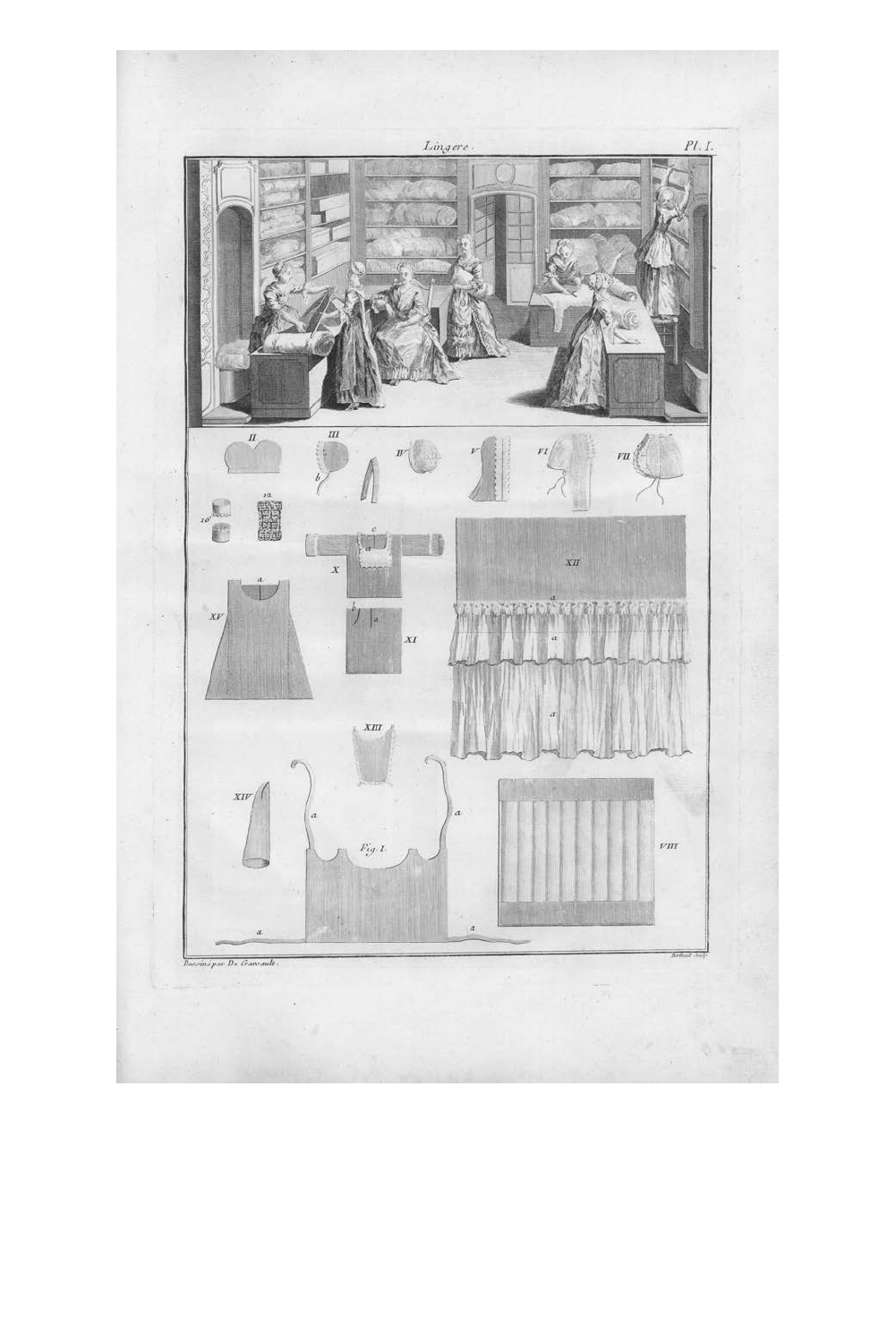Lingere. Pl. I.

Dessinés par De Garsault. Bertrand Sculp.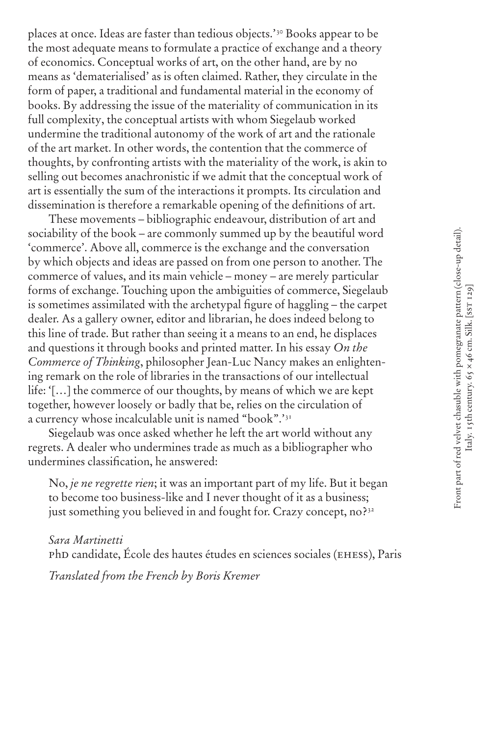places at once. Ideas are faster than tedious objects.'[30] Books appear to be the most adequate means to formulate a practice of exchange and a theory of economics. Conceptual works of art, on the other hand, are by no means as 'dematerialised' as is often claimed. Rather, they circulate in the form of paper, a traditional and fundamental material in the economy of books. By addressing the issue of the materiality of communication in its full complexity, the conceptual artists with whom Siegelaub worked undermine the traditional autonomy of the work of art and the rationale of the art market. In other words, the contention that the commerce of thoughts, by confronting artists with the materiality of the work, is akin to selling out becomes anachronistic if we admit that the conceptual work of art is essentially the sum of the interactions it prompts. Its circulation and dissemination is therefore a remarkable opening of the definitions of art.

These movements – bibliographic endeavour, distribution of art and sociability of the book – are commonly summed up by the beautiful word 'commerce'. Above all, commerce is the exchange and the conversation by which objects and ideas are passed on from one person to another. The commerce of values, and its main vehicle – money – are merely particular forms of exchange. Touching upon the ambiguities of commerce, Siegelaub is sometimes assimilated with the archetypal figure of haggling – the carpet dealer. As a gallery owner, editor and librarian, he does indeed belong to this line of trade. But rather than seeing it a means to an end, he displaces and questions it through books and printed matter. In his essay *On the Commerce of Thinking*, philosopher Jean-Luc Nancy makes an enlightening remark on the role of libraries in the transactions of our intellectual life: '[…] the commerce of our thoughts, by means of which we are kept together, however loosely or badly that be, relies on the circulation of a currency whose incalculable unit is named "book".'[31]

Siegelaub was once asked whether he left the art world without any regrets. A dealer who undermines trade as much as a bibliographer who undermines classification, he answered:

> No, *je ne regrette rien*; it was an important part of my life. But it began to become too business-like and I never thought of it as a business; just something you believed in and fought for. Crazy concept, no?[32]

*Sara Martinetti*
PhD candidate, École des hautes études en sciences sociales (EHESS), Paris

*Translated from the French by Boris Kremer*

Front part of red velvet chasuble with pomegranate pattern (close-up detail). Italy. 15th century. 65 × 46 cm. Silk. [SST 129]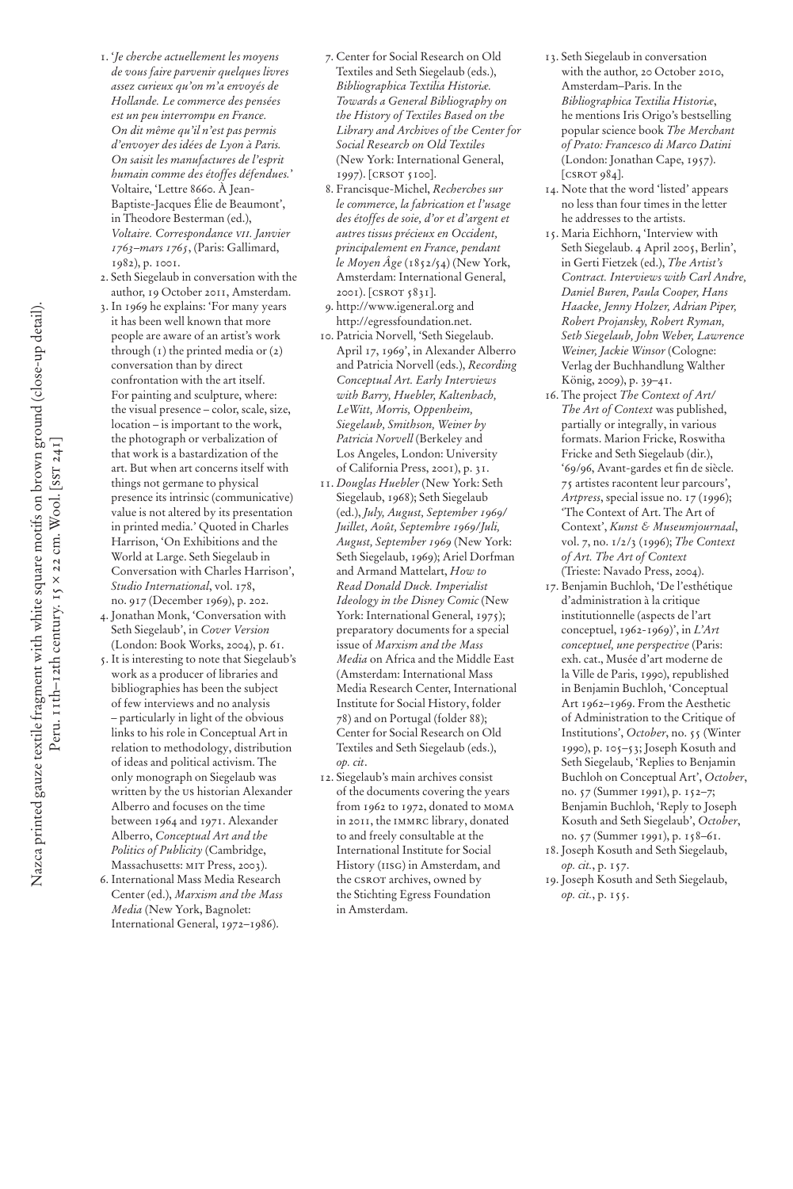1. '*Je cherche actuellement les moyens de vous faire parvenir quelques livres assez curieux qu'on m'a envoyés de Hollande. Le commerce des pensées est un peu interrompu en France. On dit même qu'il n'est pas permis d'envoyer des idées de Lyon à Paris. On saisit les manufactures de l'esprit humain comme des étoffes défendues.*' Voltaire, 'Lettre 8660. À Jean-Baptiste-Jacques Élie de Beaumont', in Theodore Besterman (ed.), *Voltaire. Correspondance VII. Janvier 1763–mars 1765*, (Paris: Gallimard, 1982), p. 1001.
2. Seth Siegelaub in conversation with the author, 19 October 2011, Amsterdam.
3. In 1969 he explains: 'For many years it has been well known that more people are aware of an artist's work through (1) the printed media or (2) conversation than by direct confrontation with the art itself. For painting and sculpture, where: the visual presence – color, scale, size, location – is important to the work, the photograph or verbalization of that work is a bastardization of the art. But when art concerns itself with things not germane to physical presence its intrinsic (communicative) value is not altered by its presentation in printed media.' Quoted in Charles Harrison, 'On Exhibitions and the World at Large. Seth Siegelaub in Conversation with Charles Harrison', *Studio International*, vol. 178, no. 917 (December 1969), p. 202.
4. Jonathan Monk, 'Conversation with Seth Siegelaub', in *Cover Version* (London: Book Works, 2004), p. 61.
5. It is interesting to note that Siegelaub's work as a producer of libraries and bibliographies has been the subject of few interviews and no analysis – particularly in light of the obvious links to his role in Conceptual Art in relation to methodology, distribution of ideas and political activism. The only monograph on Siegelaub was written by the US historian Alexander Alberro and focuses on the time between 1964 and 1971. Alexander Alberro, *Conceptual Art and the Politics of Publicity* (Cambridge, Massachusetts: MIT Press, 2003).
6. International Mass Media Research Center (ed.), *Marxism and the Mass Media* (New York, Bagnolet: International General, 1972–1986).
7. Center for Social Research on Old Textiles and Seth Siegelaub (eds.), *Bibliographica Textilia Historiæ. Towards a General Bibliography on the History of Textiles Based on the Library and Archives of the Center for Social Research on Old Textiles* (New York: International General, 1997). [CSROT 5100].
8. Francisque-Michel, *Recherches sur le commerce, la fabrication et l'usage des étoffes de soie, d'or et d'argent et autres tissus précieux en Occident, principalement en France, pendant le Moyen Âge* (1852/54) (New York, Amsterdam: International General, 2001). [CSROT 5831].
9. http://www.igeneral.org and http://egressfoundation.net.
10. Patricia Norvell, 'Seth Siegelaub. April 17, 1969', in Alexander Alberro and Patricia Norvell (eds.), *Recording Conceptual Art. Early Interviews with Barry, Huebler, Kaltenbach, LeWitt, Morris, Oppenheim, Siegelaub, Smithson, Weiner by Patricia Norvell* (Berkeley and Los Angeles, London: University of California Press, 2001), p. 31.
11. *Douglas Huebler* (New York: Seth Siegelaub, 1968); Seth Siegelaub (ed.), *July, August, September 1969/ Juillet, Août, Septembre 1969/Juli, August, September 1969* (New York: Seth Siegelaub, 1969); Ariel Dorfman and Armand Mattelart, *How to Read Donald Duck. Imperialist Ideology in the Disney Comic* (New York: International General, 1975); preparatory documents for a special issue of *Marxism and the Mass Media* on Africa and the Middle East (Amsterdam: International Mass Media Research Center, International Institute for Social History, folder 78) and on Portugal (folder 88); Center for Social Research on Old Textiles and Seth Siegelaub (eds.), *op. cit*.
12. Siegelaub's main archives consist of the documents covering the years from 1962 to 1972, donated to MOMA in 2011, the IMMRC library, donated to and freely consultable at the International Institute for Social History (IISG) in Amsterdam, and the CSROT archives, owned by the Stichting Egress Foundation in Amsterdam.
13. Seth Siegelaub in conversation with the author, 20 October 2010, Amsterdam–Paris. In the *Bibliographica Textilia Historiæ*, he mentions Iris Origo's bestselling popular science book *The Merchant of Prato: Francesco di Marco Datini* (London: Jonathan Cape, 1957). [CSROT 984].
14. Note that the word 'listed' appears no less than four times in the letter he addresses to the artists.
15. Maria Eichhorn, 'Interview with Seth Siegelaub. 4 April 2005, Berlin', in Gerti Fietzek (ed.), *The Artist's Contract. Interviews with Carl Andre, Daniel Buren, Paula Cooper, Hans Haacke, Jenny Holzer, Adrian Piper, Robert Projansky, Robert Ryman, Seth Siegelaub, John Weber, Lawrence Weiner, Jackie Winsor* (Cologne: Verlag der Buchhandlung Walther König, 2009), p. 39–41.
16. The project *The Context of Art/ The Art of Context* was published, partially or integrally, in various formats. Marion Fricke, Roswitha Fricke and Seth Siegelaub (dir.), '69/96, Avant-gardes et fin de siècle. 75 artistes racontent leur parcours', *Artpress*, special issue no. 17 (1996); 'The Context of Art. The Art of Context', *Kunst & Museumjournaal*, vol. 7, no. 1/2/3 (1996); *The Context of Art. The Art of Context* (Trieste: Navado Press, 2004).
17. Benjamin Buchloh, 'De l'esthétique d'administration à la critique institutionnelle (aspects de l'art conceptuel, 1962-1969)', in *L'Art conceptuel, une perspective* (Paris: exh. cat., Musée d'art moderne de la Ville de Paris, 1990), republished in Benjamin Buchloh, 'Conceptual Art 1962–1969. From the Aesthetic of Administration to the Critique of Institutions', *October*, no. 55 (Winter 1990), p. 105–53; Joseph Kosuth and Seth Siegelaub, 'Replies to Benjamin Buchloh on Conceptual Art', *October*, no. 57 (Summer 1991), p. 152–7; Benjamin Buchloh, 'Reply to Joseph Kosuth and Seth Siegelaub', *October*, no. 57 (Summer 1991), p. 158–61.
18. Joseph Kosuth and Seth Siegelaub, *op. cit.*, p. 157.
19. Joseph Kosuth and Seth Siegelaub, *op. cit.*, p. 155.

Nazca printed gauze textile fragment with white square motifs on brown ground (close-up detail). Peru. 11th–12th century. 15 × 22 cm. Wool. [SST 241]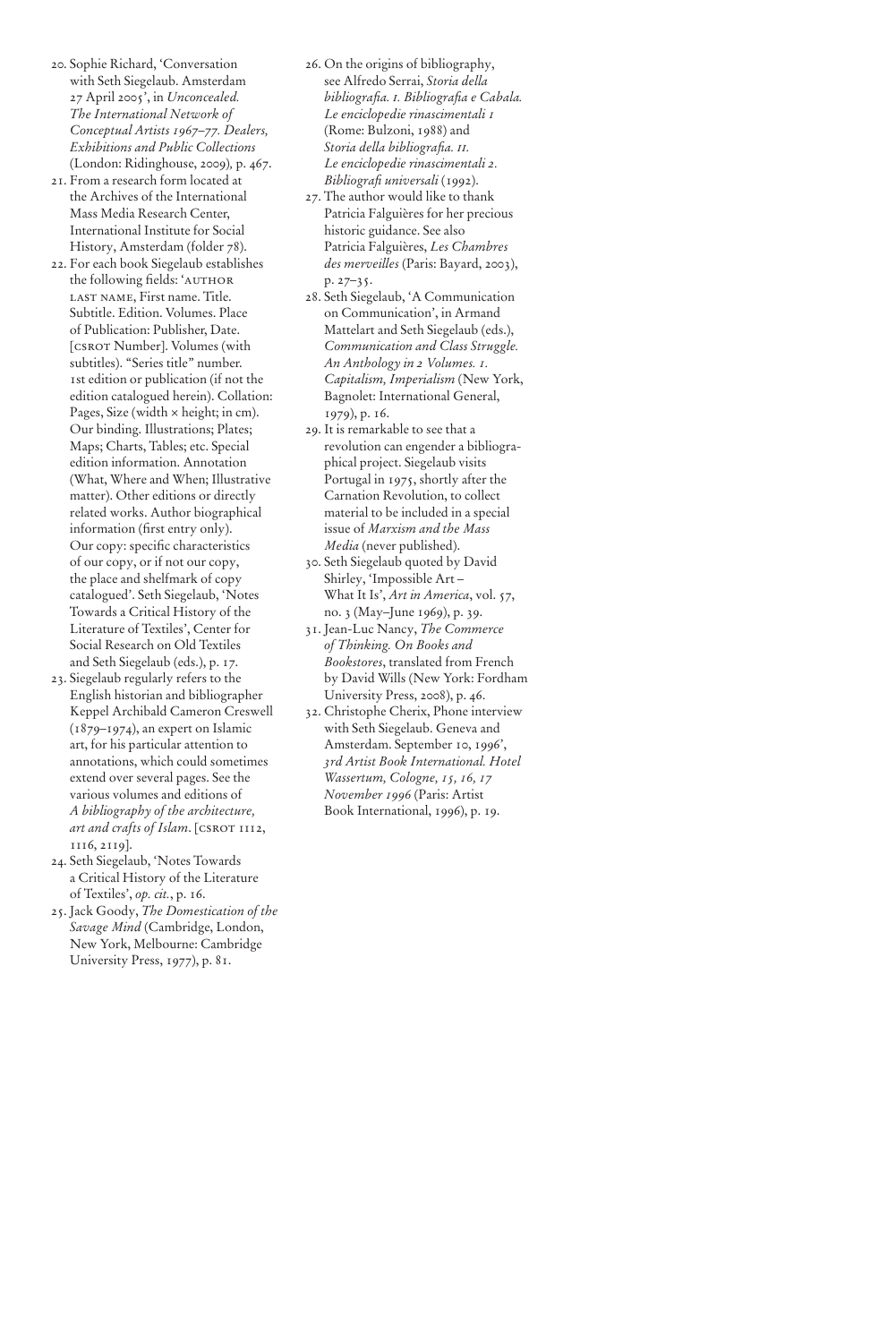20. Sophie Richard, 'Conversation with Seth Siegelaub. Amsterdam 27 April 2005', in *Unconcealed. The International Network of Conceptual Artists 1967–77. Dealers, Exhibitions and Public Collections* (London: Ridinghouse, 2009), p. 467.
21. From a research form located at the Archives of the International Mass Media Research Center, International Institute for Social History, Amsterdam (folder 78).
22. For each book Siegelaub establishes the following fields: 'AUTHOR LAST NAME, First name. Title. Subtitle. Edition. Volumes. Place of Publication: Publisher, Date. [CSROT Number]. Volumes (with subtitles). "Series title" number. 1st edition or publication (if not the edition catalogued herein). Collation: Pages, Size (width × height; in cm). Our binding. Illustrations; Plates; Maps; Charts, Tables; etc. Special edition information. Annotation (What, Where and When; Illustrative matter). Other editions or directly related works. Author biographical information (first entry only). Our copy: specific characteristics of our copy, or if not our copy, the place and shelfmark of copy catalogued'. Seth Siegelaub, 'Notes Towards a Critical History of the Literature of Textiles', Center for Social Research on Old Textiles and Seth Siegelaub (eds.), p. 17.
23. Siegelaub regularly refers to the English historian and bibliographer Keppel Archibald Cameron Creswell (1879–1974), an expert on Islamic art, for his particular attention to annotations, which could sometimes extend over several pages. See the various volumes and editions of *A bibliography of the architecture, art and crafts of Islam*. [CSROT 1112, 1116, 2119].
24. Seth Siegelaub, 'Notes Towards a Critical History of the Literature of Textiles', *op. cit.*, p. 16.
25. Jack Goody, *The Domestication of the Savage Mind* (Cambridge, London, New York, Melbourne: Cambridge University Press, 1977), p. 81.
26. On the origins of bibliography, see Alfredo Serrai, *Storia della bibliografia. I. Bibliografia e Cabala. Le enciclopedie rinascimentali 1* (Rome: Bulzoni, 1988) and *Storia della bibliografia. II. Le enciclopedie rinascimentali 2. Bibliografi universali* (1992).
27. The author would like to thank Patricia Falguières for her precious historic guidance. See also Patricia Falguières, *Les Chambres des merveilles* (Paris: Bayard, 2003), p. 27–35.
28. Seth Siegelaub, 'A Communication on Communication', in Armand Mattelart and Seth Siegelaub (eds.), *Communication and Class Struggle. An Anthology in 2 Volumes. 1. Capitalism, Imperialism* (New York, Bagnolet: International General, 1979), p. 16.
29. It is remarkable to see that a revolution can engender a bibliographical project. Siegelaub visits Portugal in 1975, shortly after the Carnation Revolution, to collect material to be included in a special issue of *Marxism and the Mass Media* (never published).
30. Seth Siegelaub quoted by David Shirley, 'Impossible Art – What It Is', *Art in America*, vol. 57, no. 3 (May–June 1969), p. 39.
31. Jean-Luc Nancy, *The Commerce of Thinking. On Books and Bookstores*, translated from French by David Wills (New York: Fordham University Press, 2008), p. 46.
32. Christophe Cherix, Phone interview with Seth Siegelaub. Geneva and Amsterdam. September 10, 1996', *3rd Artist Book International. Hotel Wassertum, Cologne, 15, 16, 17 November 1996* (Paris: Artist Book International, 1996), p. 19.